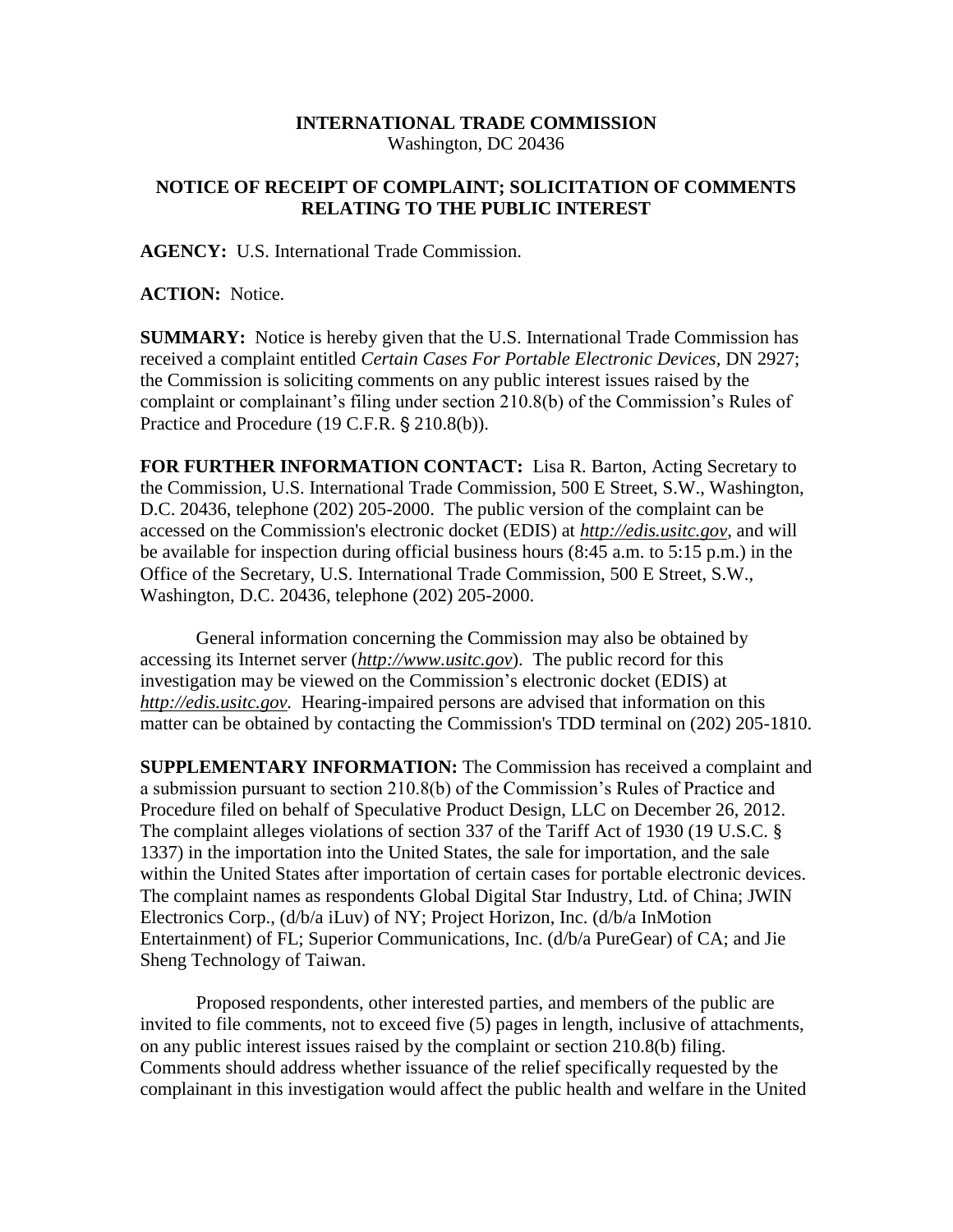**INTERNATIONAL TRADE COMMISSION**
Washington, DC 20436

**NOTICE OF RECEIPT OF COMPLAINT; SOLICITATION OF COMMENTS RELATING TO THE PUBLIC INTEREST**

**AGENCY:** U.S. International Trade Commission.

**ACTION:** Notice.

**SUMMARY:** Notice is hereby given that the U.S. International Trade Commission has received a complaint entitled *Certain Cases For Portable Electronic Devices*, DN 2927; the Commission is soliciting comments on any public interest issues raised by the complaint or complainant's filing under section 210.8(b) of the Commission's Rules of Practice and Procedure (19 C.F.R. § 210.8(b)).

**FOR FURTHER INFORMATION CONTACT:** Lisa R. Barton, Acting Secretary to the Commission, U.S. International Trade Commission, 500 E Street, S.W., Washington, D.C. 20436, telephone (202) 205-2000. The public version of the complaint can be accessed on the Commission's electronic docket (EDIS) at *http://edis.usitc.gov*, and will be available for inspection during official business hours (8:45 a.m. to 5:15 p.m.) in the Office of the Secretary, U.S. International Trade Commission, 500 E Street, S.W., Washington, D.C. 20436, telephone (202) 205-2000.

General information concerning the Commission may also be obtained by accessing its Internet server (*http://www.usitc.gov*). The public record for this investigation may be viewed on the Commission's electronic docket (EDIS) at *http://edis.usitc.gov.* Hearing-impaired persons are advised that information on this matter can be obtained by contacting the Commission's TDD terminal on (202) 205-1810.

**SUPPLEMENTARY INFORMATION:** The Commission has received a complaint and a submission pursuant to section 210.8(b) of the Commission's Rules of Practice and Procedure filed on behalf of Speculative Product Design, LLC on December 26, 2012. The complaint alleges violations of section 337 of the Tariff Act of 1930 (19 U.S.C. § 1337) in the importation into the United States, the sale for importation, and the sale within the United States after importation of certain cases for portable electronic devices. The complaint names as respondents Global Digital Star Industry, Ltd. of China; JWIN Electronics Corp., (d/b/a iLuv) of NY; Project Horizon, Inc. (d/b/a InMotion Entertainment) of FL; Superior Communications, Inc. (d/b/a PureGear) of CA; and Jie Sheng Technology of Taiwan.

Proposed respondents, other interested parties, and members of the public are invited to file comments, not to exceed five (5) pages in length, inclusive of attachments, on any public interest issues raised by the complaint or section 210.8(b) filing. Comments should address whether issuance of the relief specifically requested by the complainant in this investigation would affect the public health and welfare in the United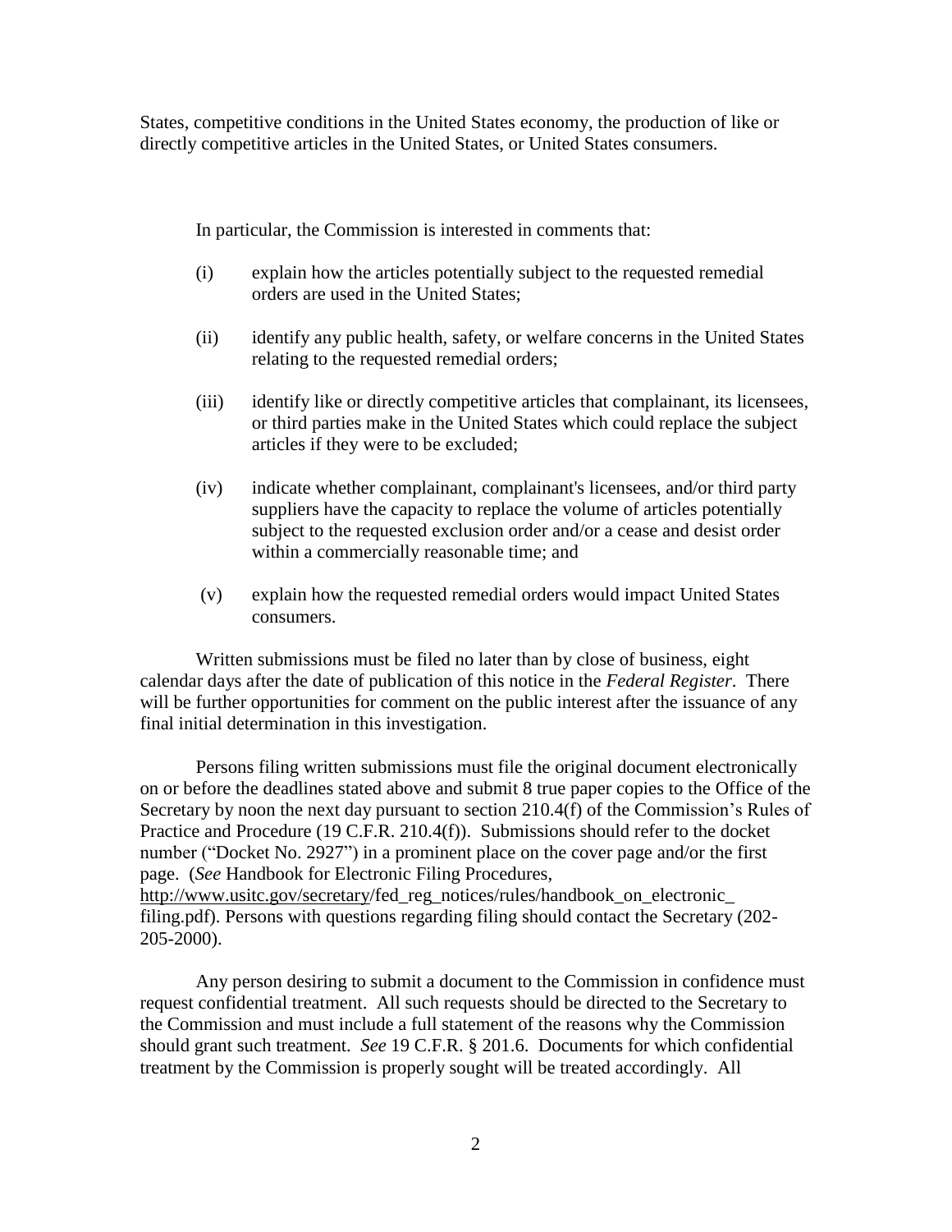States, competitive conditions in the United States economy, the production of like or directly competitive articles in the United States, or United States consumers.

In particular, the Commission is interested in comments that:

(i) explain how the articles potentially subject to the requested remedial orders are used in the United States;

(ii) identify any public health, safety, or welfare concerns in the United States relating to the requested remedial orders;

(iii) identify like or directly competitive articles that complainant, its licensees, or third parties make in the United States which could replace the subject articles if they were to be excluded;

(iv) indicate whether complainant, complainant's licensees, and/or third party suppliers have the capacity to replace the volume of articles potentially subject to the requested exclusion order and/or a cease and desist order within a commercially reasonable time; and

(v) explain how the requested remedial orders would impact United States consumers.

Written submissions must be filed no later than by close of business, eight calendar days after the date of publication of this notice in the *Federal Register*. There will be further opportunities for comment on the public interest after the issuance of any final initial determination in this investigation.

Persons filing written submissions must file the original document electronically on or before the deadlines stated above and submit 8 true paper copies to the Office of the Secretary by noon the next day pursuant to section 210.4(f) of the Commission's Rules of Practice and Procedure (19 C.F.R. 210.4(f)). Submissions should refer to the docket number ("Docket No. 2927") in a prominent place on the cover page and/or the first page. (*See* Handbook for Electronic Filing Procedures, http://www.usitc.gov/secretary/fed_reg_notices/rules/handbook_on_electronic_filing.pdf). Persons with questions regarding filing should contact the Secretary (202-205-2000).

Any person desiring to submit a document to the Commission in confidence must request confidential treatment. All such requests should be directed to the Secretary to the Commission and must include a full statement of the reasons why the Commission should grant such treatment. *See* 19 C.F.R. § 201.6. Documents for which confidential treatment by the Commission is properly sought will be treated accordingly. All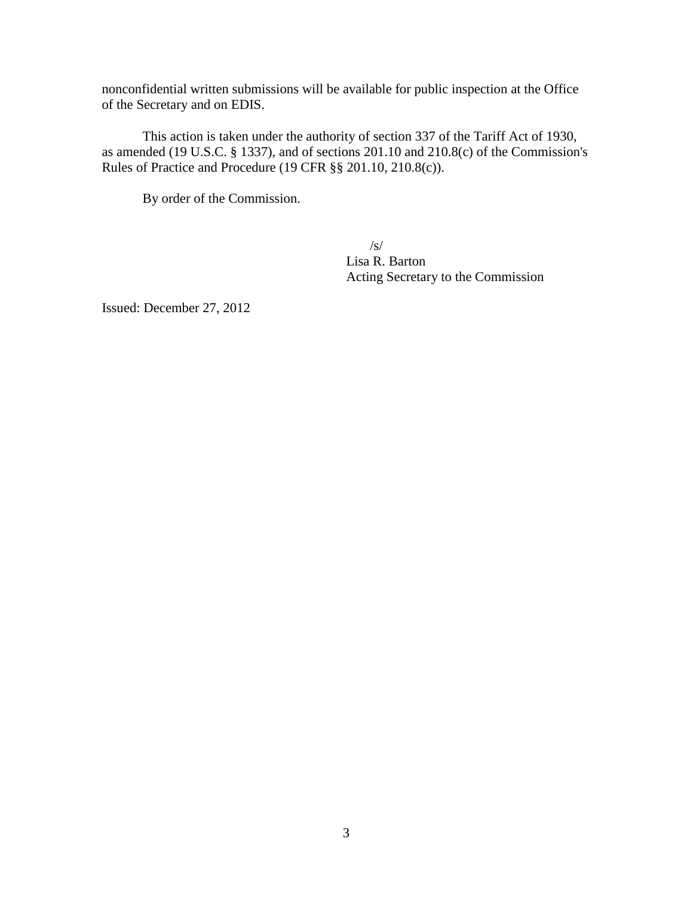nonconfidential written submissions will be available for public inspection at the Office of the Secretary and on EDIS.

This action is taken under the authority of section 337 of the Tariff Act of 1930, as amended (19 U.S.C. § 1337), and of sections 201.10 and 210.8(c) of the Commission's Rules of Practice and Procedure (19 CFR §§ 201.10, 210.8(c)).

By order of the Commission.

/s/
Lisa R. Barton
Acting Secretary to the Commission

Issued: December 27, 2012